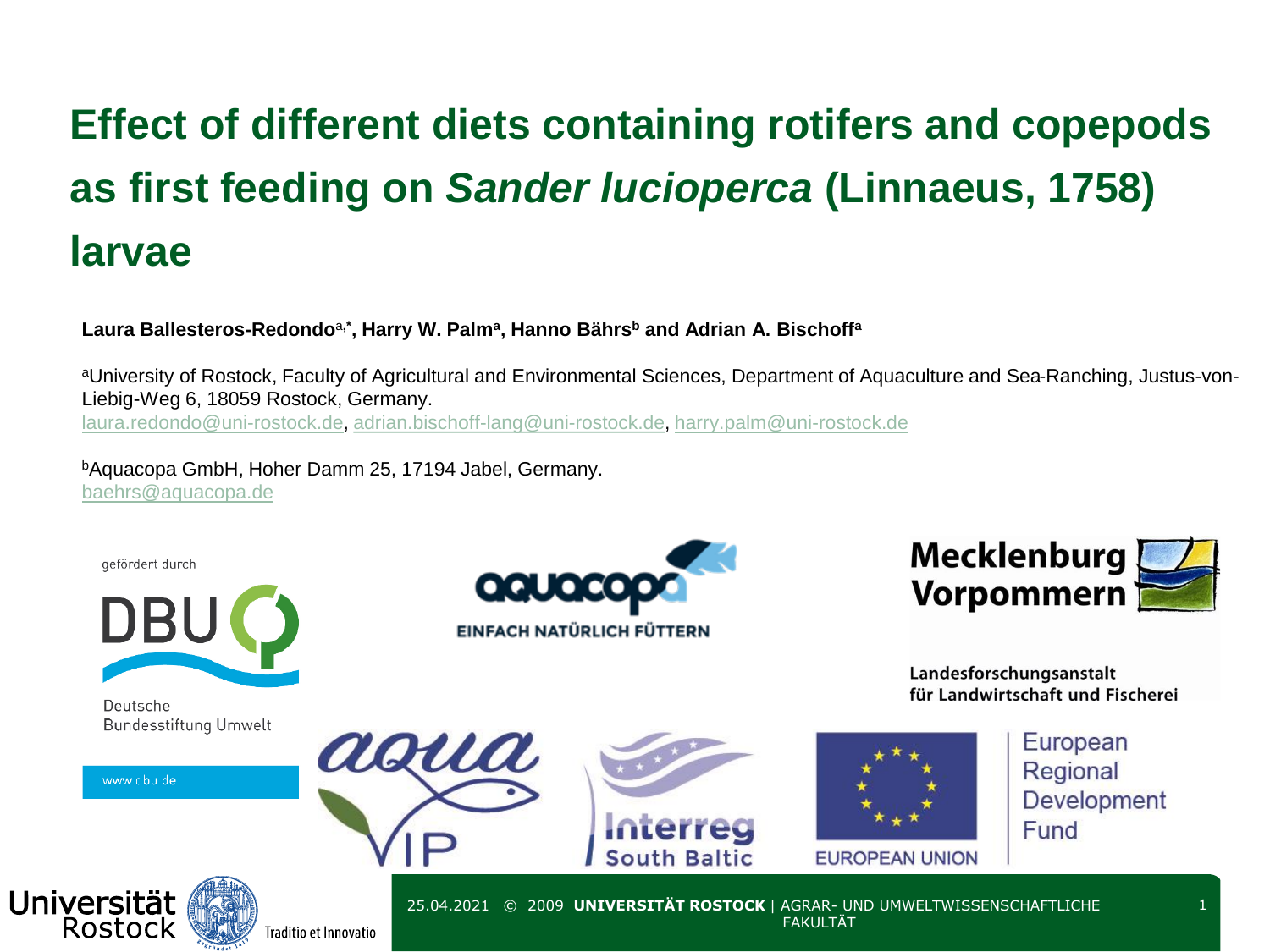# Effect of different diets containing rotifers and copepods as first feeding on *Sander lucioperca* (Linnaeus, 1758) larvae

**Laura Ballesteros-Redondo[a,*], Harry W. Palm[a], Hanno Bährs[b] and Adrian A. Bischoff[a]**

[a]University of Rostock, Faculty of Agricultural and Environmental Sciences, Department of Aquaculture and Sea-Ranching, Justus-von-Liebig-Weg 6, 18059 Rostock, Germany.
laura.redondo@uni-rostock.de, adrian.bischoff-lang@uni-rostock.de, harry.palm@uni-rostock.de

[b]Aquacopa GmbH, Hoher Damm 25, 17194 Jabel, Germany.
baehrs@aquacopa.de

gefördert durch

DBU
Deutsche Bundesstiftung Umwelt
www.dbu.de

aquacopa
EINFACH NATÜRLICH FÜTTERN

Mecklenburg Vorpommern
Landesforschungsanstalt für Landwirtschaft und Fischerei

aqua VIP

Interreg South Baltic

EUROPEAN UNION
European Regional Development Fund

Universität Rostock
Traditio et Innovatio

25.04.2021 © 2009 **UNIVERSITÄT ROSTOCK** | AGRAR- UND UMWELTWISSENSCHAFTLICHE FAKULTÄT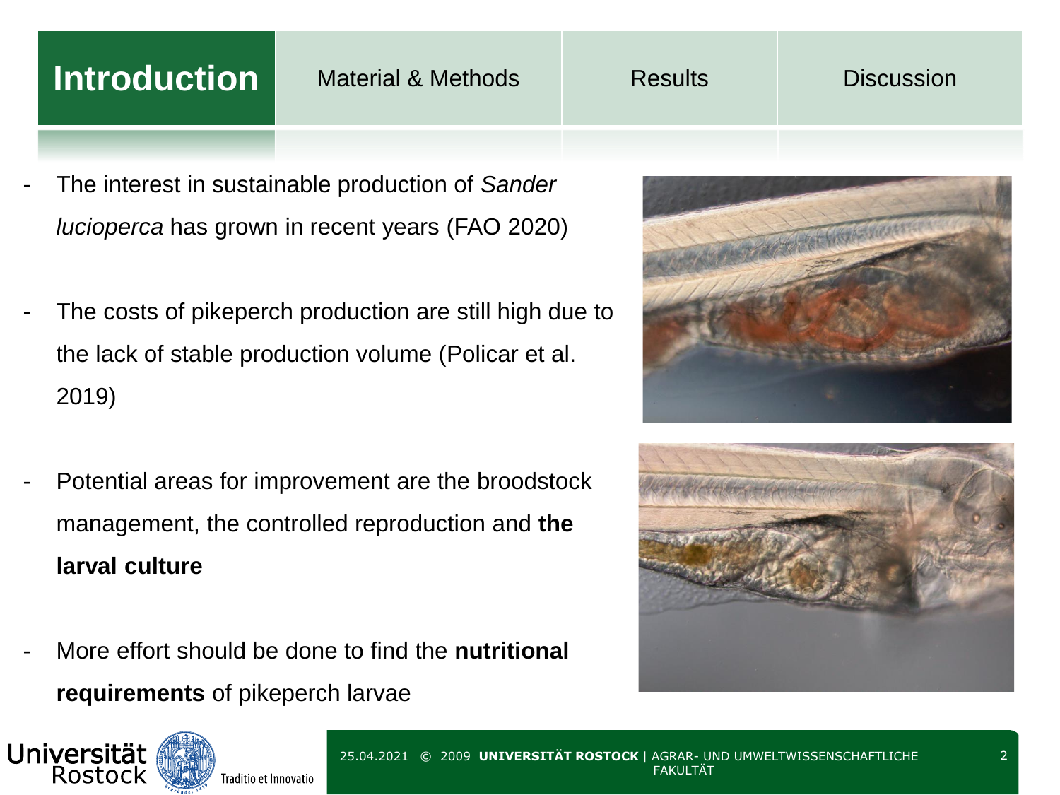# Introduction

- The interest in sustainable production of *Sander lucioperca* has grown in recent years (FAO 2020)
- The costs of pikeperch production are still high due to the lack of stable production volume (Policar et al. 2019)
- Potential areas for improvement are the broodstock management, the controlled reproduction and **the larval culture**
- More effort should be done to find the **nutritional requirements** of pikeperch larvae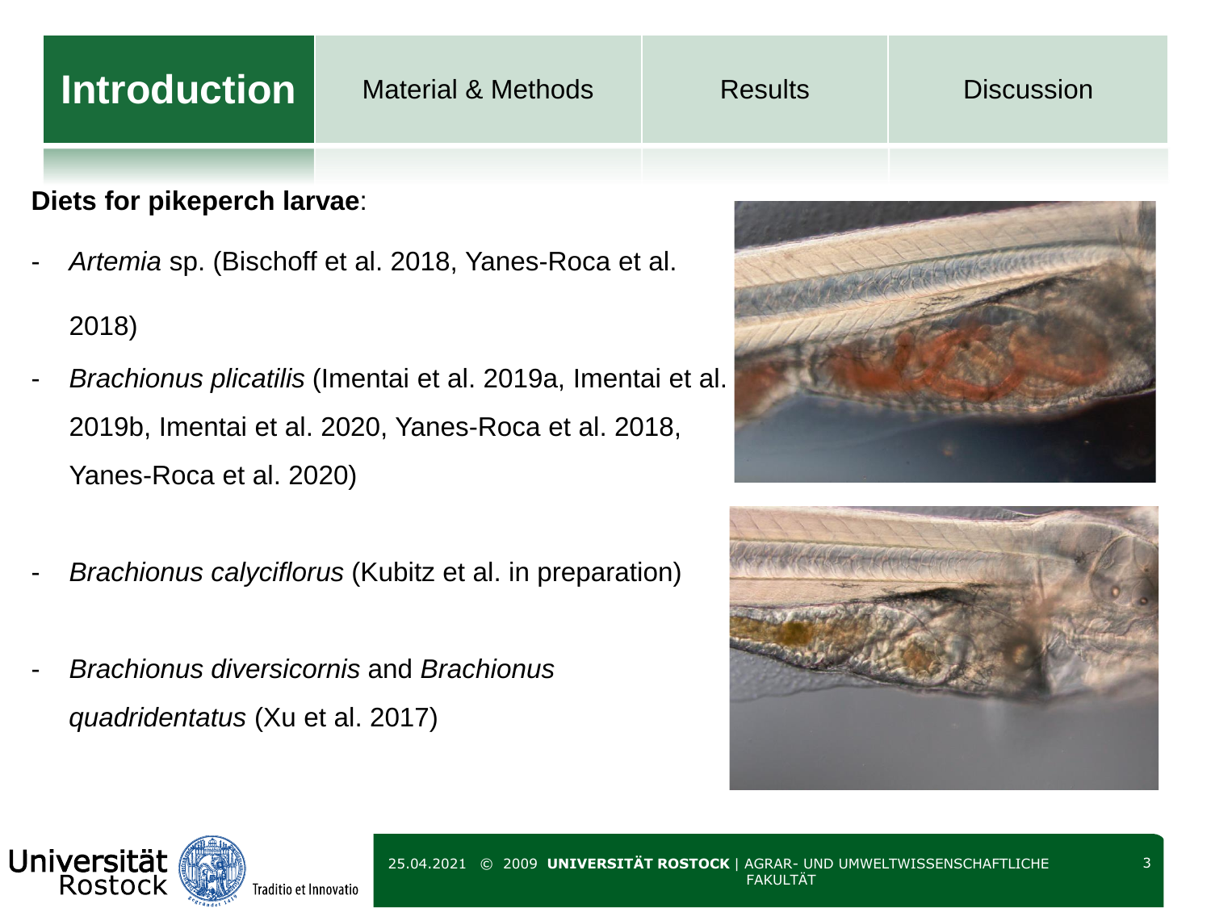Introduction | Material & Methods | Results | Discussion

**Diets for pikeperch larvae**:

- *Artemia* sp. (Bischoff et al. 2018, Yanes-Roca et al. 2018)
- *Brachionus plicatilis* (Imentai et al. 2019a, Imentai et al. 2019b, Imentai et al. 2020, Yanes-Roca et al. 2018, Yanes-Roca et al. 2020)
- *Brachionus calyciflorus* (Kubitz et al. in preparation)
- *Brachionus diversicornis* and *Brachionus quadridentatus* (Xu et al. 2017)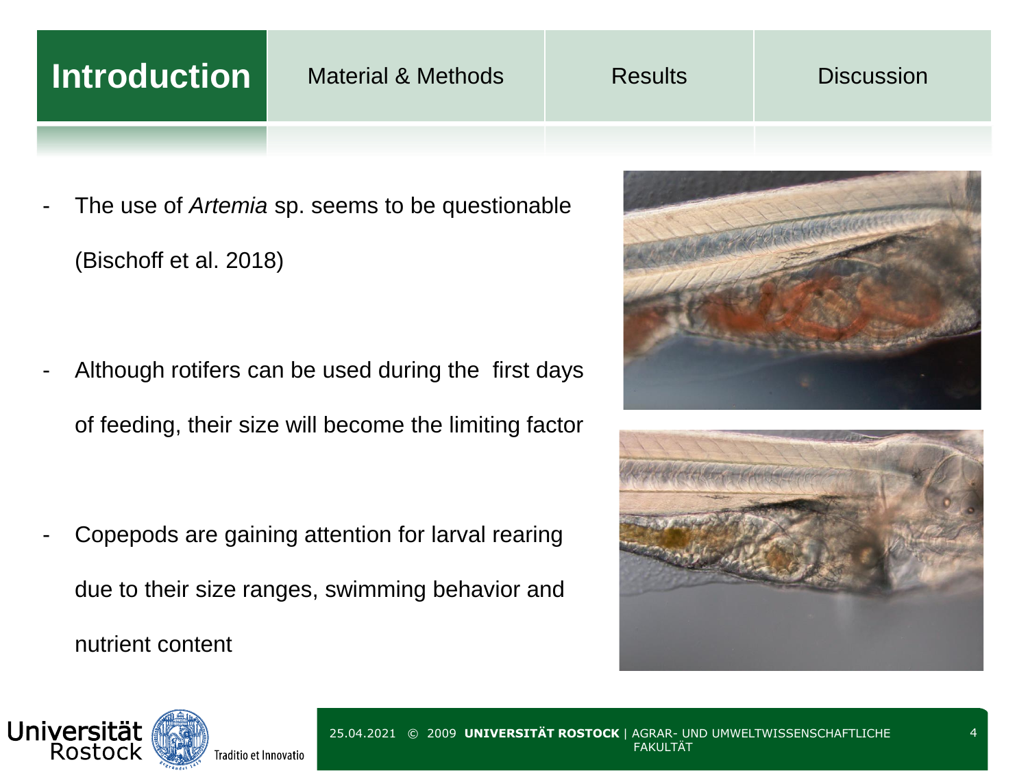# Introduction

Material & Methods | Results | Discussion

- The use of *Artemia* sp. seems to be questionable (Bischoff et al. 2018)

- Although rotifers can be used during the first days of feeding, their size will become the limiting factor

- Copepods are gaining attention for larval rearing due to their size ranges, swimming behavior and nutrient content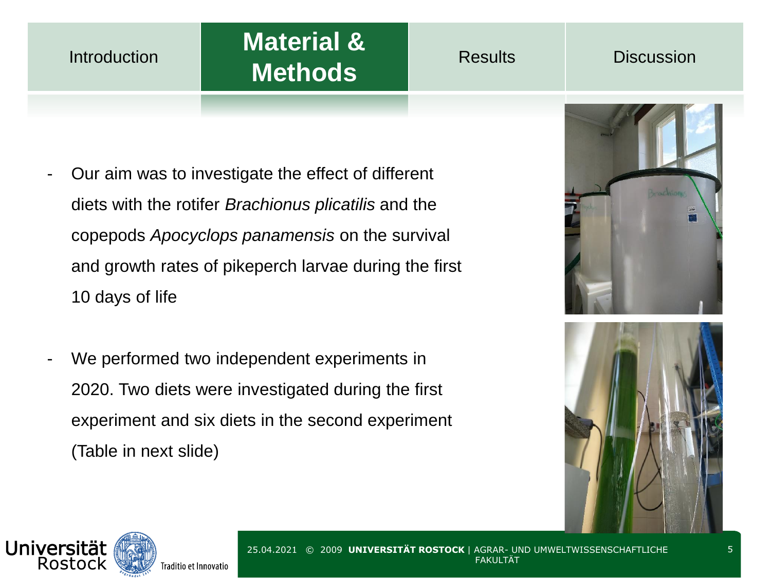Introduction | **Material & Methods** | Results | Discussion

- Our aim was to investigate the effect of different diets with the rotifer *Brachionus plicatilis* and the copepods *Apocyclops panamensis* on the survival and growth rates of pikeperch larvae during the first 10 days of life

- We performed two independent experiments in 2020. Two diets were investigated during the first experiment and six diets in the second experiment (Table in next slide)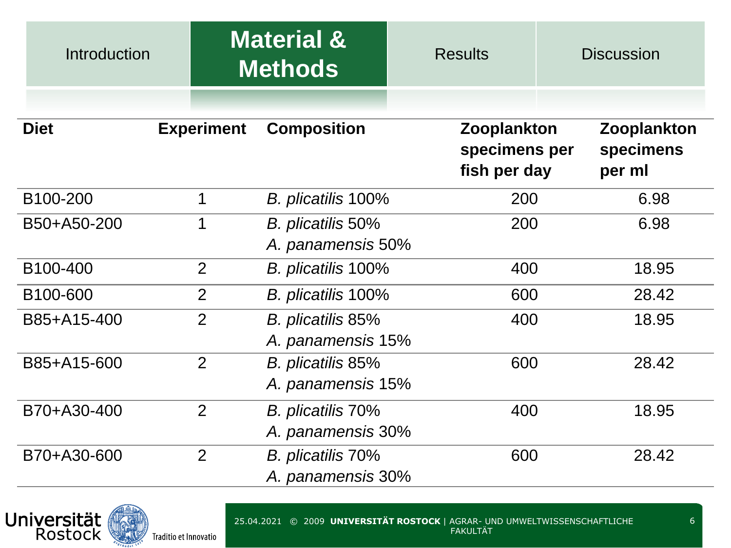| Diet | Experiment | Composition | Zooplankton specimens per fish per day | Zooplankton specimens per ml |
|---|---|---|---|---|
| B100-200 | 1 | *B. plicatilis* 100% | 200 | 6.98 |
| B50+A50-200 | 1 | *B. plicatilis* 50%<br>*A. panamensis* 50% | 200 | 6.98 |
| B100-400 | 2 | *B. plicatilis* 100% | 400 | 18.95 |
| B100-600 | 2 | *B. plicatilis* 100% | 600 | 28.42 |
| B85+A15-400 | 2 | *B. plicatilis* 85%<br>*A. panamensis* 15% | 400 | 18.95 |
| B85+A15-600 | 2 | *B. plicatilis* 85%<br>*A. panamensis* 15% | 600 | 28.42 |
| B70+A30-400 | 2 | *B. plicatilis* 70%<br>*A. panamensis* 30% | 400 | 18.95 |
| B70+A30-600 | 2 | *B. plicatilis* 70%<br>*A. panamensis* 30% | 600 | 28.42 |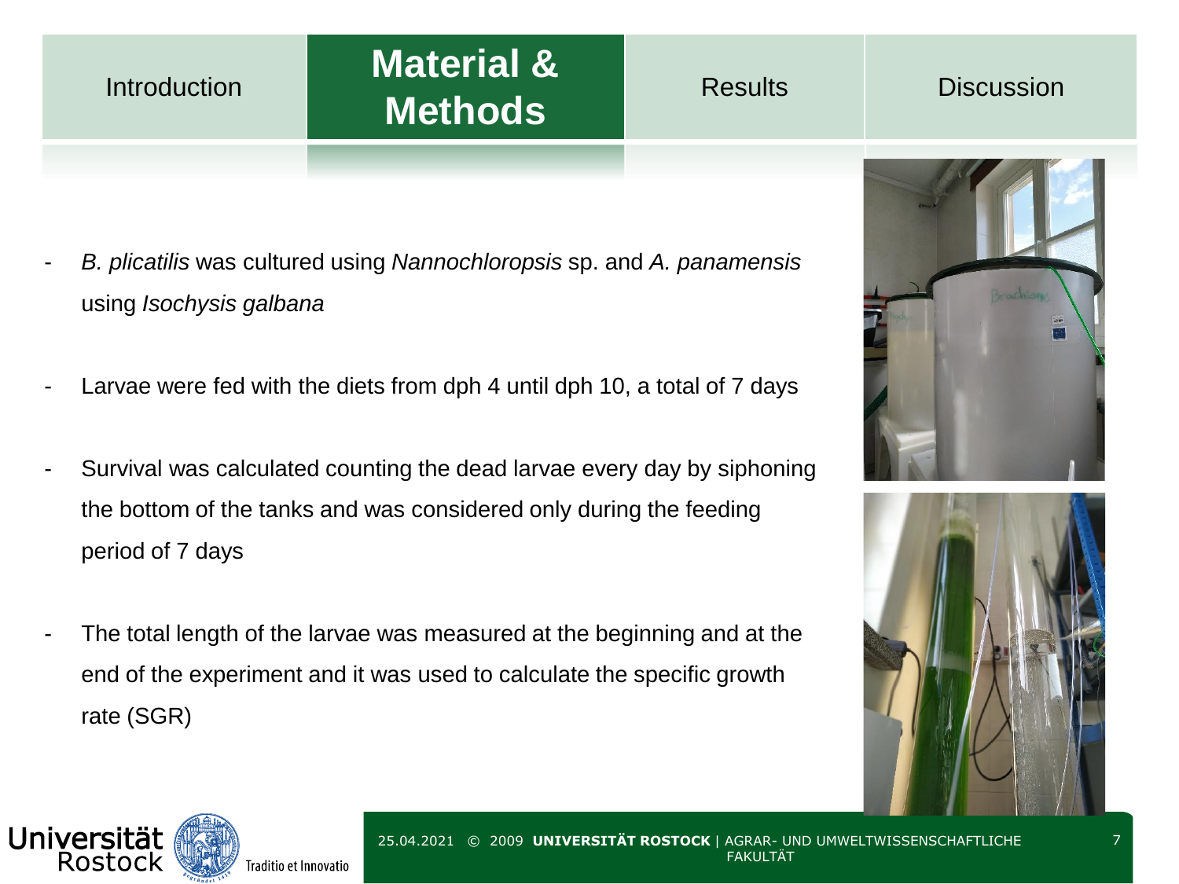# Material & Methods

- *B. plicatilis* was cultured using *Nannochloropsis* sp. and *A. panamensis* using *Isochysis galbana*

- Larvae were fed with the diets from dph 4 until dph 10, a total of 7 days

- Survival was calculated counting the dead larvae every day by siphoning the bottom of the tanks and was considered only during the feeding period of 7 days

- The total length of the larvae was measured at the beginning and at the end of the experiment and it was used to calculate the specific growth rate (SGR)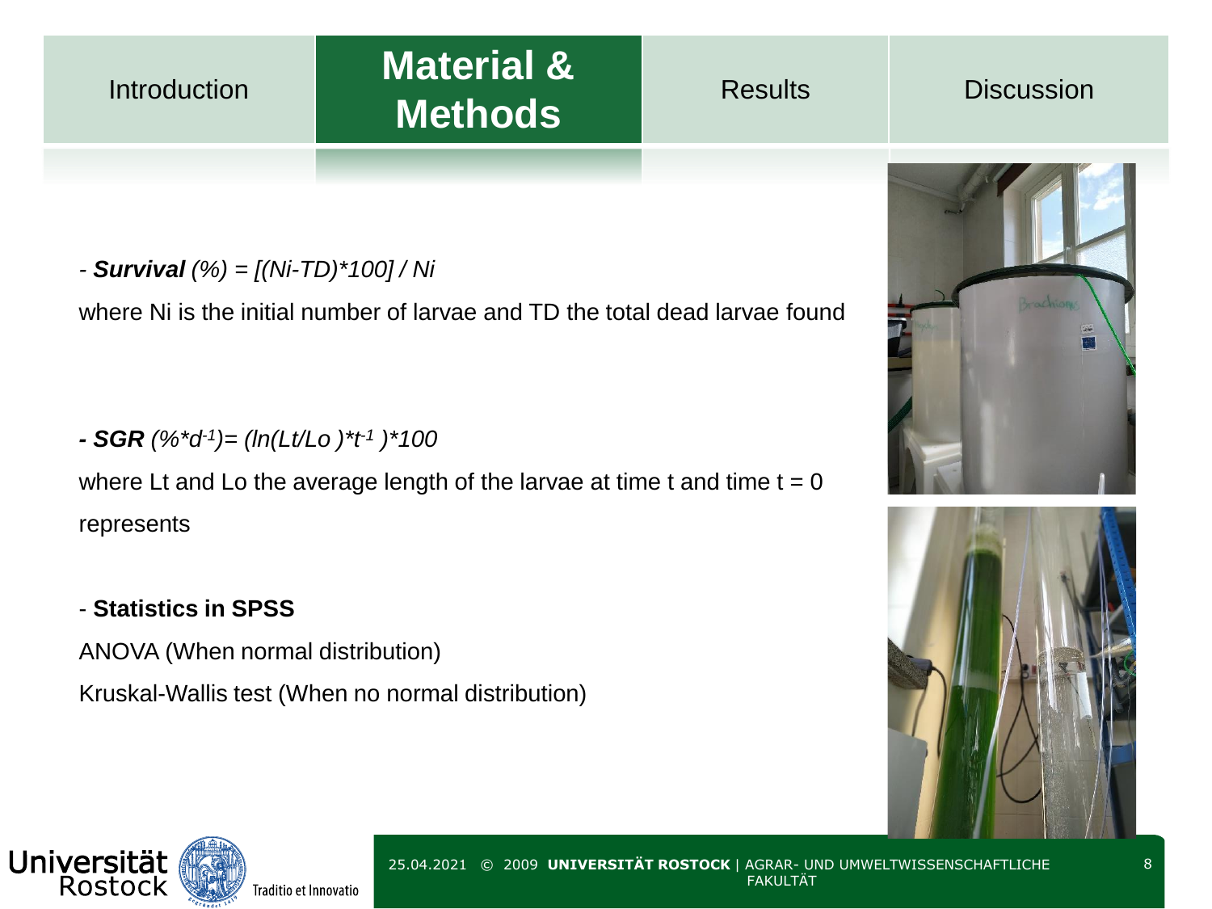## Material & Methods

- ***Survival*** *(%) = [(Ni-TD)*100] / Ni*

where Ni is the initial number of larvae and TD the total dead larvae found

***- SGR*** *(%\*d^-1^)= (ln(Lt/Lo )\*t^-1^ )\*100*

where Lt and Lo the average length of the larvae at time t and time t = 0 represents

- **Statistics in SPSS**

ANOVA (When normal distribution)

Kruskal-Wallis test (When no normal distribution)

## Material & Methods

- ***Survival*** *(%) = [(Ni-TD)*100] / Ni*

where Ni is the initial number of larvae and TD the total dead larvae found

***- SGR*** $(\% \cdot d^{-1}) = (\ln(L_t/L_o) \cdot t^{-1}) \cdot 100$

where Lt and Lo the average length of the larvae at time t and time t = 0 represents

- **Statistics in SPSS**

ANOVA (When normal distribution)

Kruskal-Wallis test (When no normal distribution)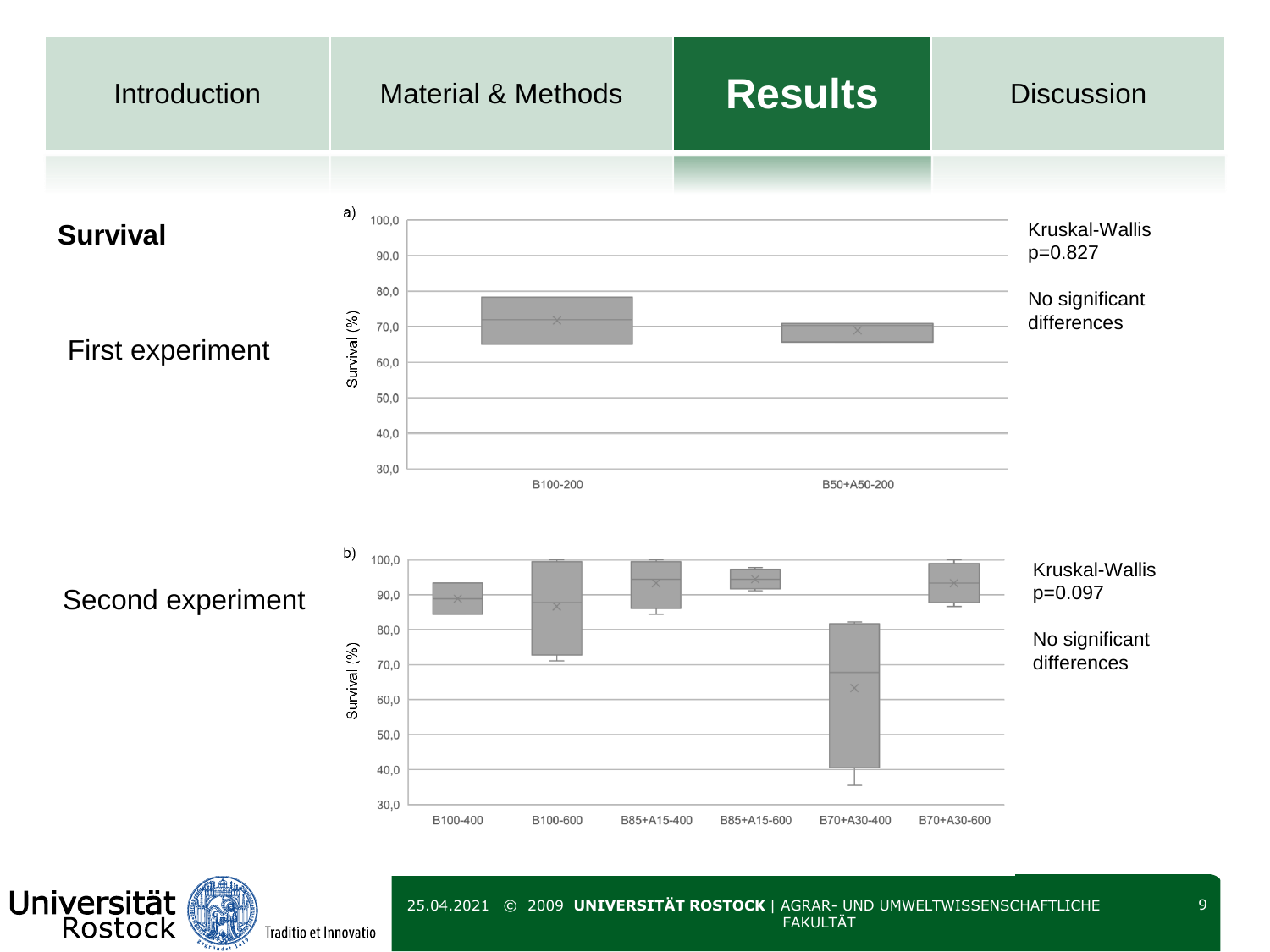Introduction | Material & Methods | **Results** | Discussion

## Survival

### First experiment

a)

Kruskal-Wallis
$p=0.827$

No significant differences

### Second experiment

b)

Kruskal-Wallis
$p=0.097$

No significant differences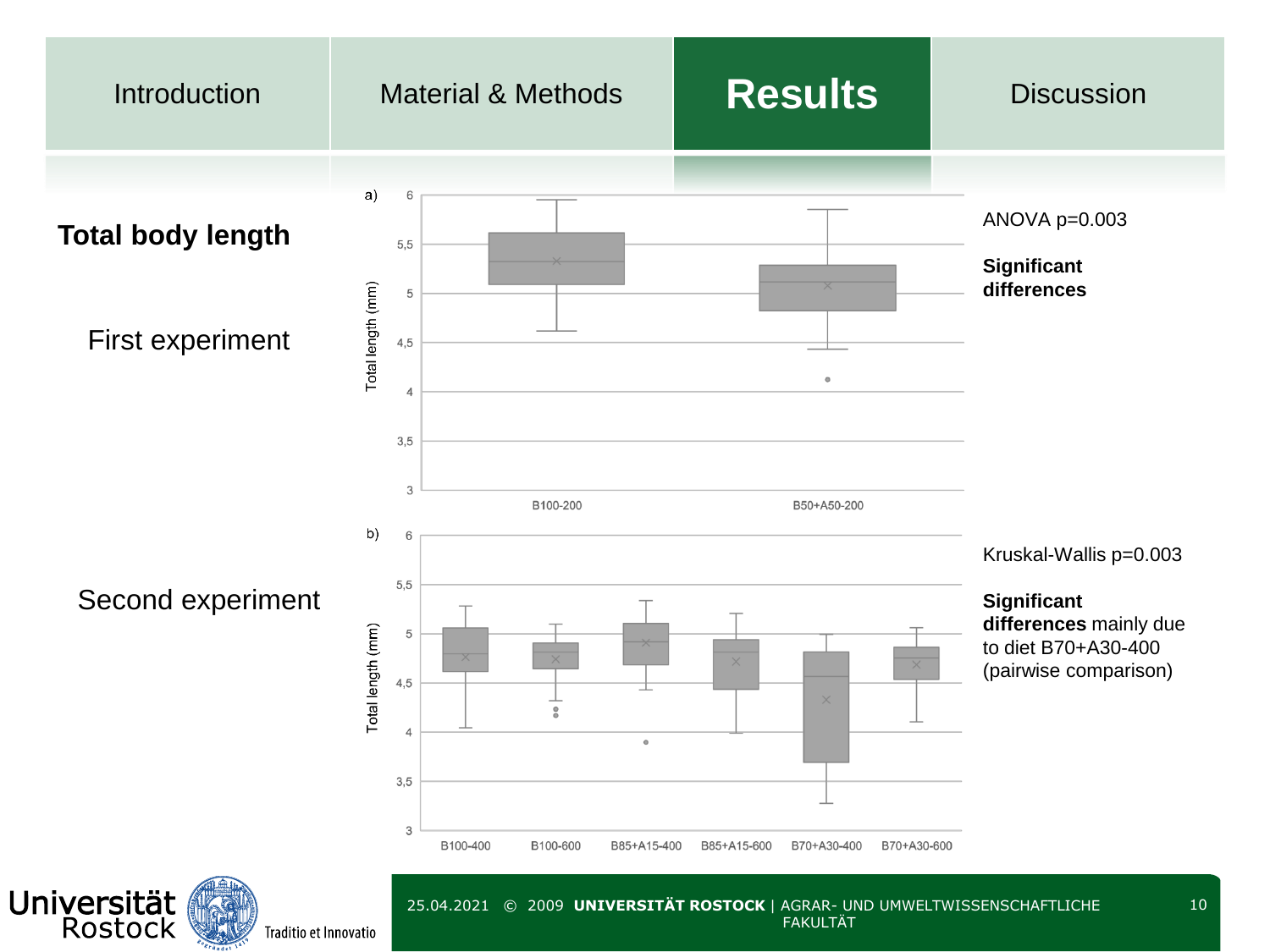Introduction | Material & Methods | **Results** | Discussion

## Total body length

### First experiment

a)

ANOVA $p=0.003$

**Significant differences**

### Second experiment

b)

Kruskal-Wallis $p=0.003$

**Significant differences** mainly due to diet B70+A30-400 (pairwise comparison)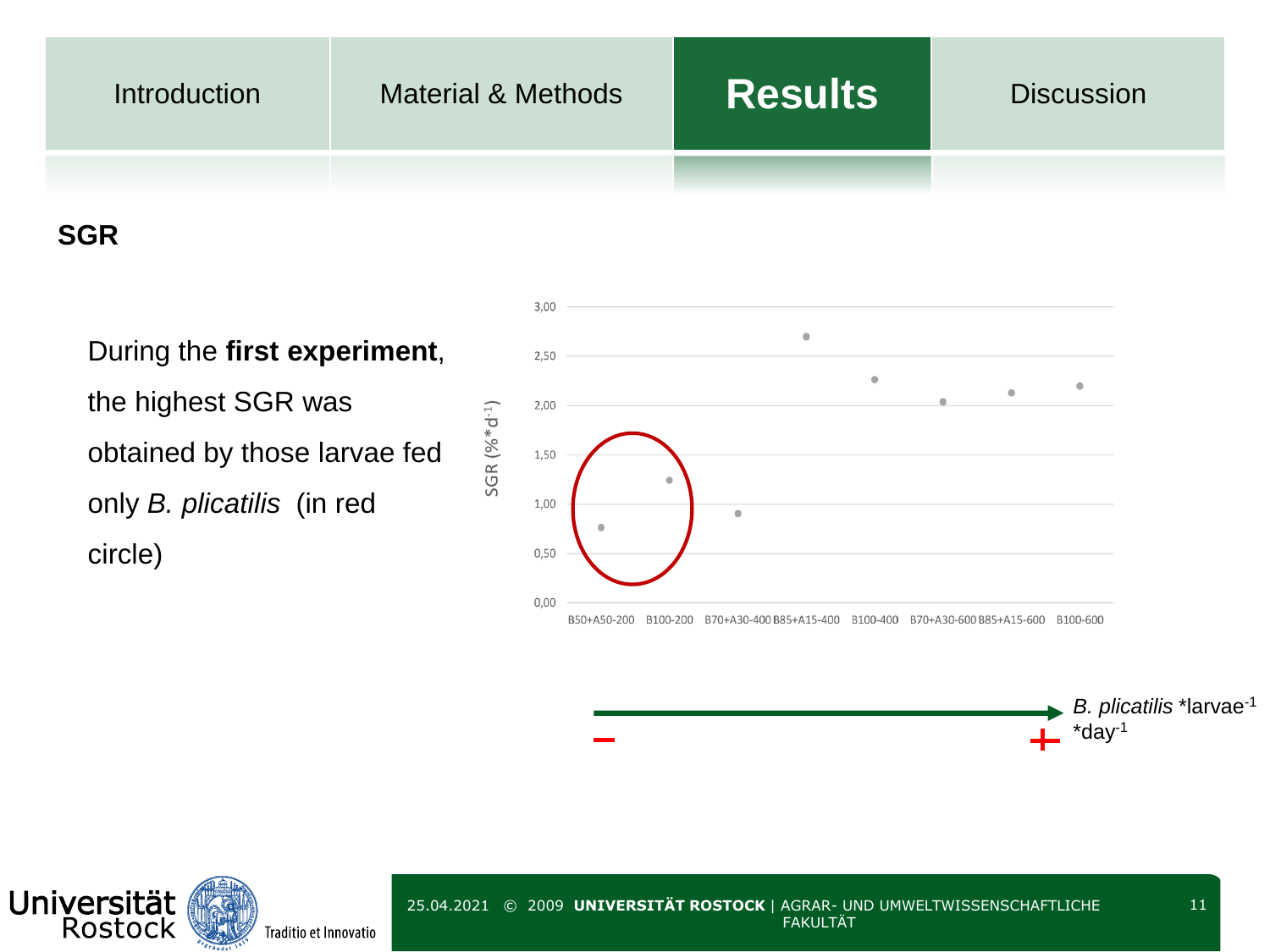Introduction | Material & Methods | **Results** | Discussion

## SGR

During the **first experiment**, the highest SGR was obtained by those larvae fed only *B. plicatilis* (in red circle)

SGR (%*d$^{-1}$)

3,00
2,50
2,00
1,50
1,00
0,50
0,00

B50+A50-200 B100-200 B70+A30-400 B85+A15-400 B100-400 B70+A30-600 B85+A15-600 B100-600

–  +

*B. plicatilis* *larvae$^{-1}$ *day$^{-1}$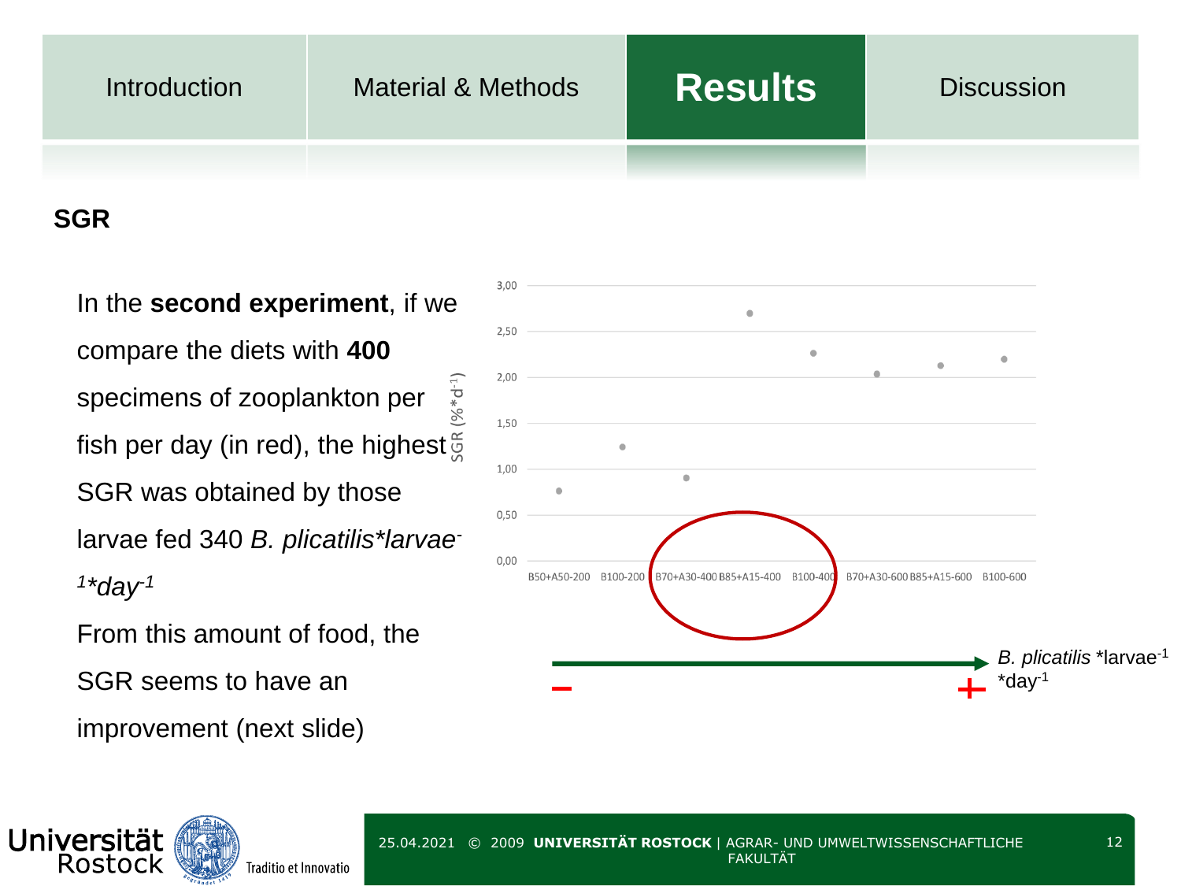## SGR

In the **second experiment**, if we compare the diets with **400** specimens of zooplankton per fish per day (in red), the highest SGR was obtained by those larvae fed 340 *B. plicatilis\*larvae$^{-1}$\*day$^{-1}$*

From this amount of food, the SGR seems to have an improvement (next slide)

| Diet | SGR (%\*d$^{-1}$) |
|---|---|
| B50+A50-200 | ~0,76 |
| B100-200 | ~1,24 |
| B70+A30-400 | ~0,90 |
| B85+A15-400 | ~2,70 |
| B100-400 | ~2,26 |
| B70+A30-600 | ~2,04 |
| B85+A15-600 | ~2,13 |
| B100-600 | ~2,20 |

*B. plicatilis* \*larvae$^{-1}$ \*day$^{-1}$ (– → +)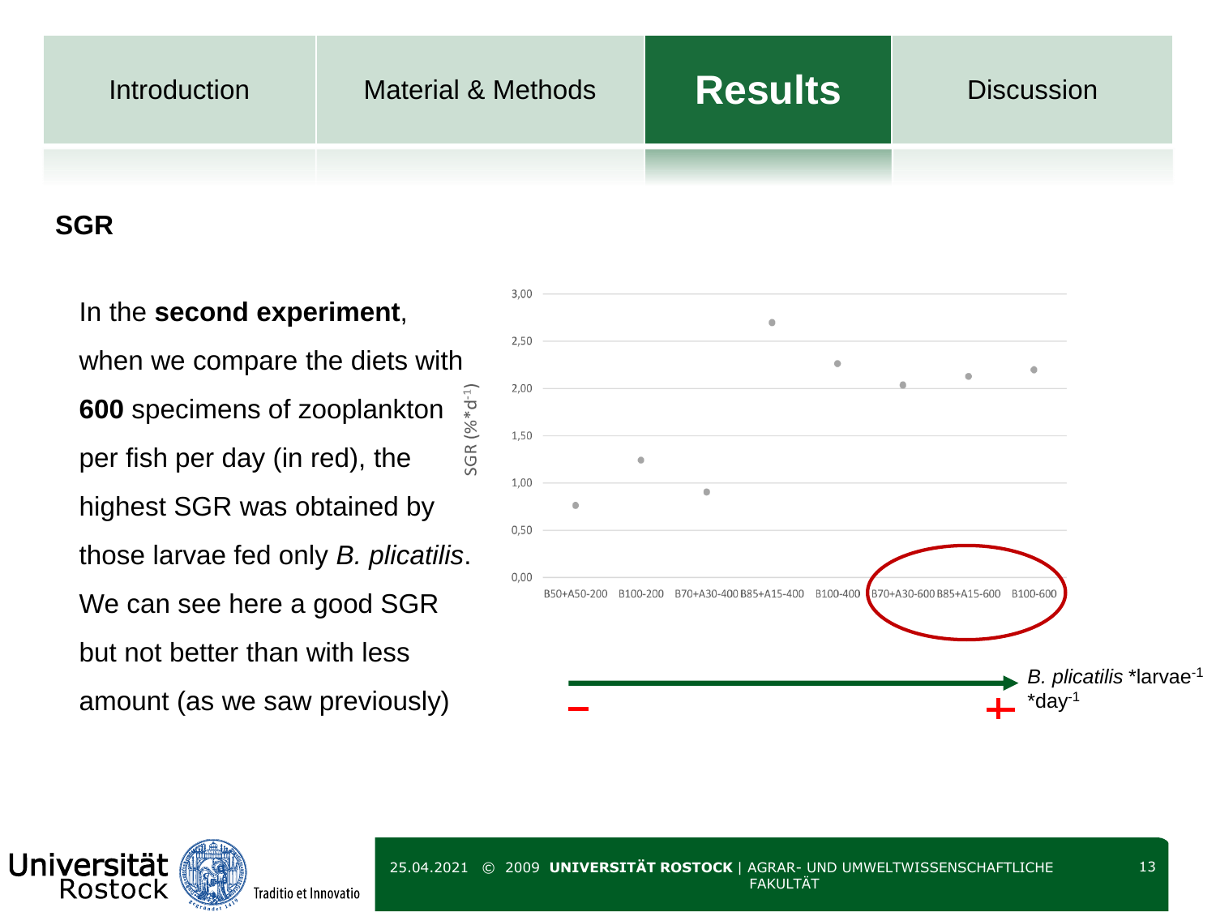Introduction | Material & Methods | **Results** | Discussion

## SGR

In the **second experiment**, when we compare the diets with **600** specimens of zooplankton per fish per day (in red), the highest SGR was obtained by those larvae fed only *B. plicatilis*. We can see here a good SGR but not better than with less amount (as we saw previously)

SGR (%\*d$^{-1}$)

3,00
2,50
2,00
1,50
1,00
0,50
0,00

B50+A50-200 | B100-200 | B70+A30-400 | B85+A15-400 | B100-400 | B70+A30-600 | B85+A15-600 | B100-600

– → + *B. plicatilis* \*larvae$^{-1}$ \*day$^{-1}$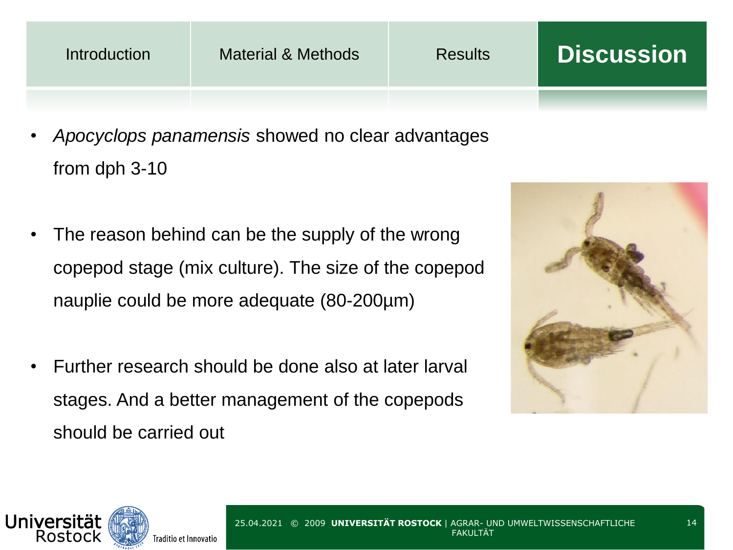## Discussion

- *Apocyclops panamensis* showed no clear advantages from dph 3-10
- The reason behind can be the supply of the wrong copepod stage (mix culture). The size of the copepod nauplie could be more adequate (80-200µm)
- Further research should be done also at later larval stages. And a better management of the copepods should be carried out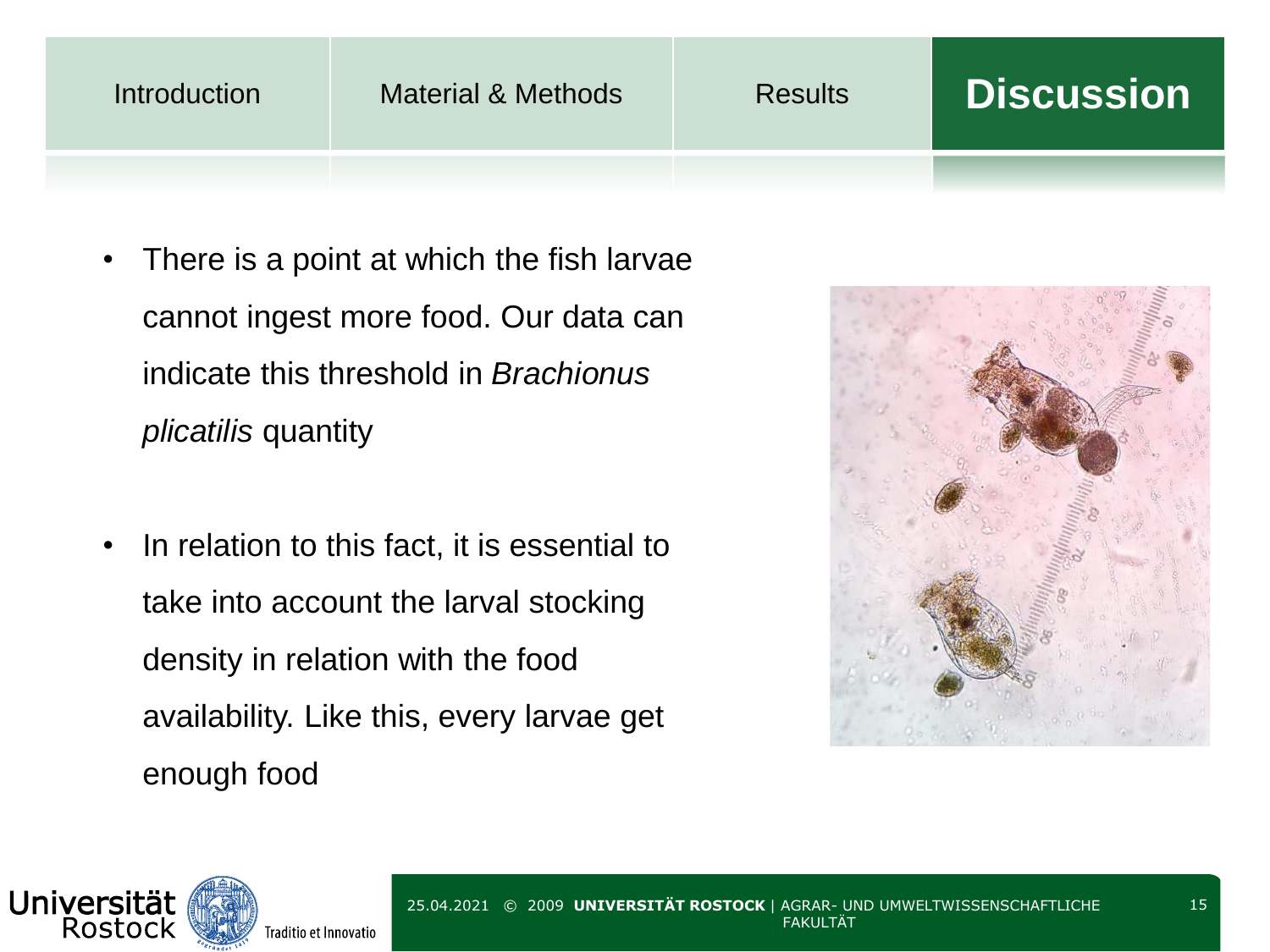## Discussion

- There is a point at which the fish larvae cannot ingest more food. Our data can indicate this threshold in *Brachionus plicatilis* quantity

- In relation to this fact, it is essential to take into account the larval stocking density in relation with the food availability. Like this, every larvae get enough food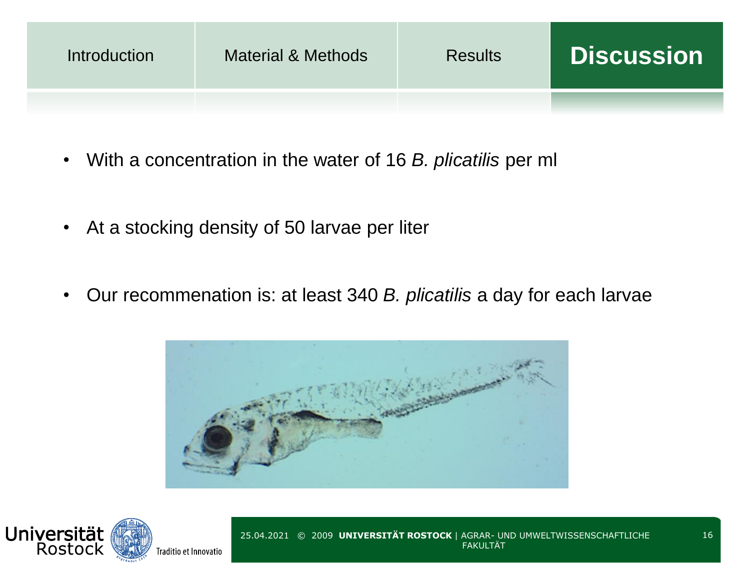# Discussion

- With a concentration in the water of 16 *B. plicatilis* per ml
- At a stocking density of 50 larvae per liter
- Our recommenation is: at least 340 *B. plicatilis* a day for each larvae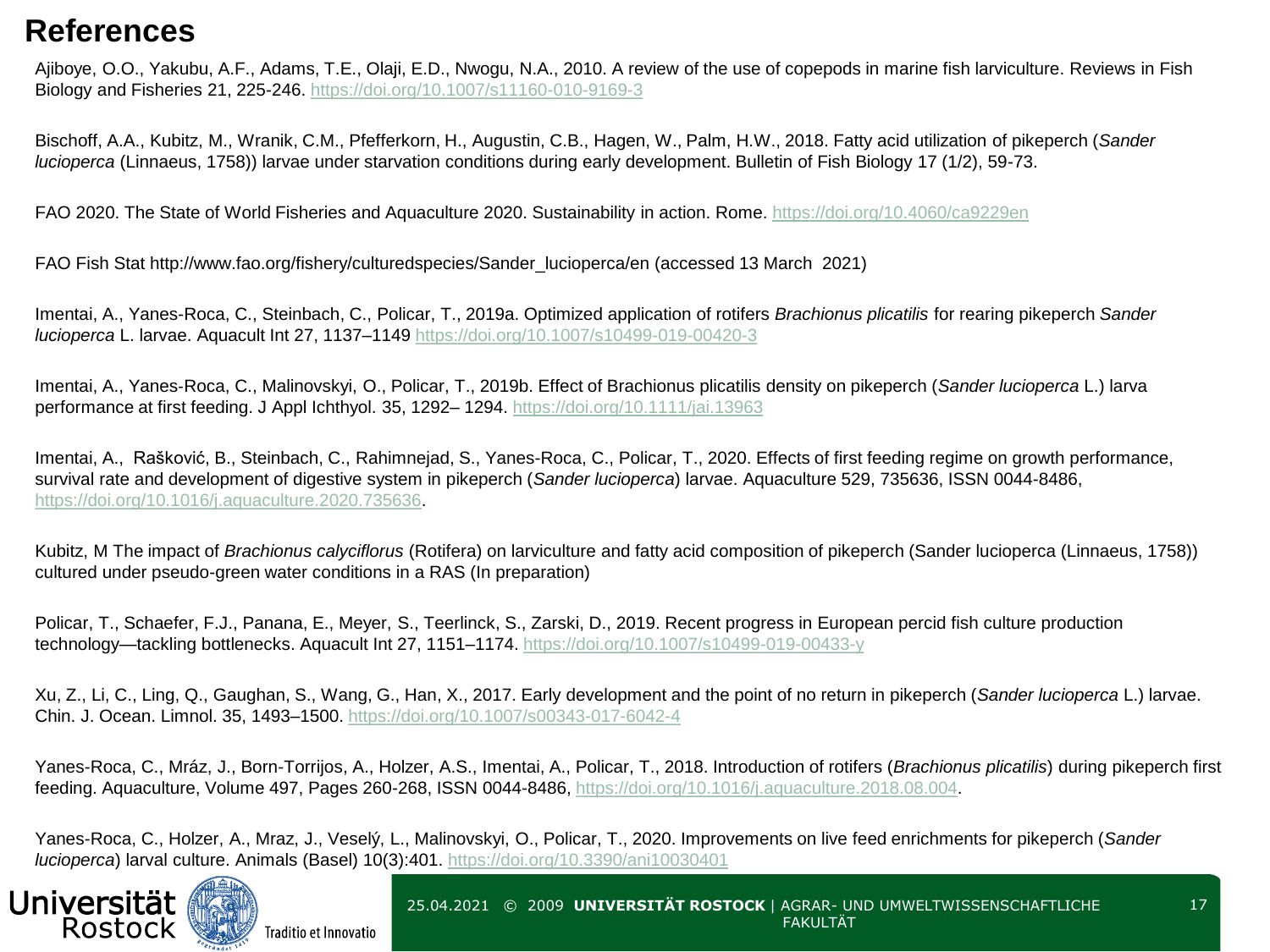# References

Ajiboye, O.O., Yakubu, A.F., Adams, T.E., Olaji, E.D., Nwogu, N.A., 2010. A review of the use of copepods in marine fish larviculture. Reviews in Fish Biology and Fisheries 21, 225-246. https://doi.org/10.1007/s11160-010-9169-3

Bischoff, A.A., Kubitz, M., Wranik, C.M., Pfefferkorn, H., Augustin, C.B., Hagen, W., Palm, H.W., 2018. Fatty acid utilization of pikeperch (*Sander lucioperca* (Linnaeus, 1758)) larvae under starvation conditions during early development. Bulletin of Fish Biology 17 (1/2), 59-73.

FAO 2020. The State of World Fisheries and Aquaculture 2020. Sustainability in action. Rome. https://doi.org/10.4060/ca9229en

FAO Fish Stat http://www.fao.org/fishery/culturedspecies/Sander_lucioperca/en (accessed 13 March 2021)

Imentai, A., Yanes-Roca, C., Steinbach, C., Policar, T., 2019a. Optimized application of rotifers *Brachionus plicatilis* for rearing pikeperch *Sander lucioperca* L. larvae. Aquacult Int 27, 1137–1149 https://doi.org/10.1007/s10499-019-00420-3

Imentai, A., Yanes-Roca, C., Malinovskyi, O., Policar, T., 2019b. Effect of Brachionus plicatilis density on pikeperch (*Sander lucioperca* L.) larva performance at first feeding. J Appl Ichthyol. 35, 1292– 1294. https://doi.org/10.1111/jai.13963

Imentai, A., Rašković, B., Steinbach, C., Rahimnejad, S., Yanes-Roca, C., Policar, T., 2020. Effects of first feeding regime on growth performance, survival rate and development of digestive system in pikeperch (*Sander lucioperca*) larvae. Aquaculture 529, 735636, ISSN 0044-8486, https://doi.org/10.1016/j.aquaculture.2020.735636.

Kubitz, M The impact of *Brachionus calyciflorus* (Rotifera) on larviculture and fatty acid composition of pikeperch (Sander lucioperca (Linnaeus, 1758)) cultured under pseudo-green water conditions in a RAS (In preparation)

Policar, T., Schaefer, F.J., Panana, E., Meyer, S., Teerlinck, S., Zarski, D., 2019. Recent progress in European percid fish culture production technology—tackling bottlenecks. Aquacult Int 27, 1151–1174. https://doi.org/10.1007/s10499-019-00433-y

Xu, Z., Li, C., Ling, Q., Gaughan, S., Wang, G., Han, X., 2017. Early development and the point of no return in pikeperch (*Sander lucioperca* L.) larvae. Chin. J. Ocean. Limnol. 35, 1493–1500. https://doi.org/10.1007/s00343-017-6042-4

Yanes-Roca, C., Mráz, J., Born-Torrijos, A., Holzer, A.S., Imentai, A., Policar, T., 2018. Introduction of rotifers (*Brachionus plicatilis*) during pikeperch first feeding. Aquaculture, Volume 497, Pages 260-268, ISSN 0044-8486, https://doi.org/10.1016/j.aquaculture.2018.08.004.

Yanes-Roca, C., Holzer, A., Mraz, J., Veselý, L., Malinovskyi, O., Policar, T., 2020. Improvements on live feed enrichments for pikeperch (*Sander lucioperca*) larval culture. Animals (Basel) 10(3):401. https://doi.org/10.3390/ani10030401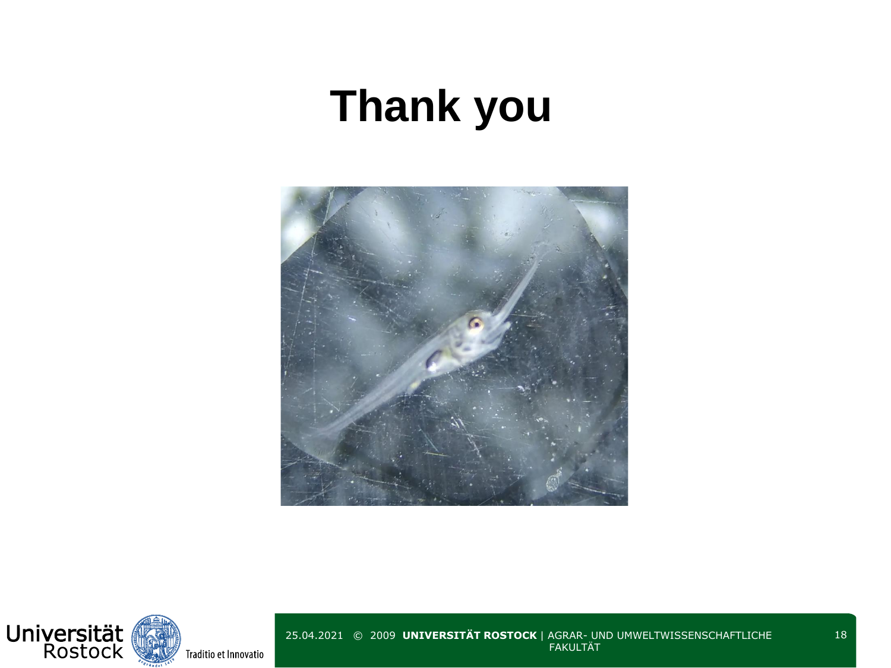# Thank you